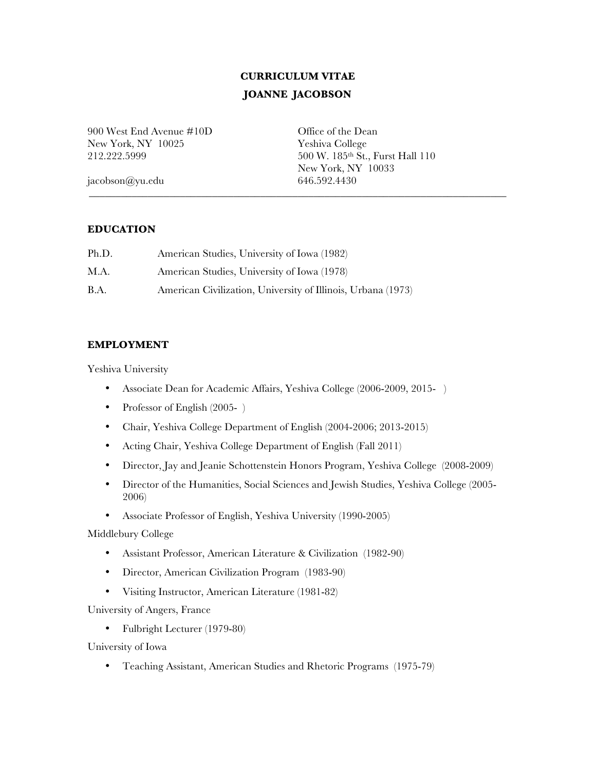# CURRICULUM VITAE

# JOANNE JACOBSON

900 West End Avenue #10D
New York, NY 10025
212.222.5999

jacobson@yu.edu

Office of the Dean
Yeshiva College
500 W. 185th St., Furst Hall 110
New York, NY 10033
646.592.4430

---

## EDUCATION

| | |
|---|---|
| Ph.D. | American Studies, University of Iowa (1982) |
| M.A. | American Studies, University of Iowa (1978) |
| B.A. | American Civilization, University of Illinois, Urbana (1973) |

## EMPLOYMENT

Yeshiva University

- Associate Dean for Academic Affairs, Yeshiva College (2006-2009, 2015- )
- Professor of English (2005- )
- Chair, Yeshiva College Department of English (2004-2006; 2013-2015)
- Acting Chair, Yeshiva College Department of English (Fall 2011)
- Director, Jay and Jeanie Schottenstein Honors Program, Yeshiva College (2008-2009)
- Director of the Humanities, Social Sciences and Jewish Studies, Yeshiva College (2005-2006)
- Associate Professor of English, Yeshiva University (1990-2005)

Middlebury College

- Assistant Professor, American Literature & Civilization (1982-90)
- Director, American Civilization Program (1983-90)
- Visiting Instructor, American Literature (1981-82)

University of Angers, France

- Fulbright Lecturer (1979-80)

University of Iowa

- Teaching Assistant, American Studies and Rhetoric Programs (1975-79)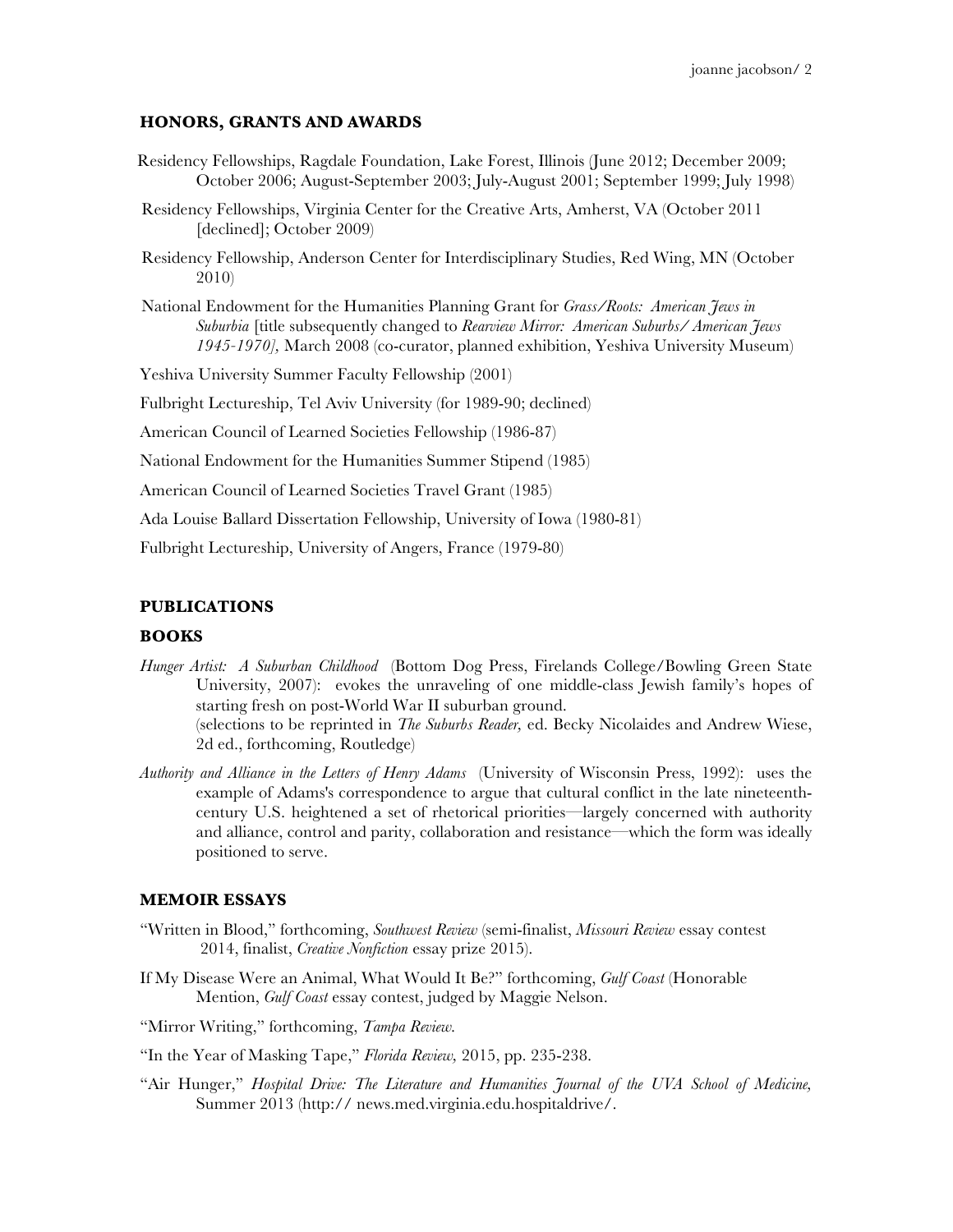## HONORS, GRANTS AND AWARDS

Residency Fellowships, Ragdale Foundation, Lake Forest, Illinois (June 2012; December 2009; October 2006; August-September 2003; July-August 2001; September 1999; July 1998)

Residency Fellowships, Virginia Center for the Creative Arts, Amherst, VA (October 2011 [declined]; October 2009)

Residency Fellowship, Anderson Center for Interdisciplinary Studies, Red Wing, MN (October 2010)

National Endowment for the Humanities Planning Grant for *Grass/Roots: American Jews in Suburbia* [title subsequently changed to *Rearview Mirror: American Suburbs/ American Jews 1945-1970]*, March 2008 (co-curator, planned exhibition, Yeshiva University Museum)

Yeshiva University Summer Faculty Fellowship (2001)

Fulbright Lectureship, Tel Aviv University (for 1989-90; declined)

American Council of Learned Societies Fellowship (1986-87)

National Endowment for the Humanities Summer Stipend (1985)

American Council of Learned Societies Travel Grant (1985)

Ada Louise Ballard Dissertation Fellowship, University of Iowa (1980-81)

Fulbright Lectureship, University of Angers, France (1979-80)

## PUBLICATIONS

### BOOKS

*Hunger Artist: A Suburban Childhood* (Bottom Dog Press, Firelands College/Bowling Green State University, 2007): evokes the unraveling of one middle-class Jewish family's hopes of starting fresh on post-World War II suburban ground.
(selections to be reprinted in *The Suburbs Reader,* ed. Becky Nicolaides and Andrew Wiese, 2d ed., forthcoming, Routledge)

*Authority and Alliance in the Letters of Henry Adams* (University of Wisconsin Press, 1992): uses the example of Adams's correspondence to argue that cultural conflict in the late nineteenth-century U.S. heightened a set of rhetorical priorities—largely concerned with authority and alliance, control and parity, collaboration and resistance—which the form was ideally positioned to serve.

### MEMOIR ESSAYS

"Written in Blood," forthcoming, *Southwest Review* (semi-finalist, *Missouri Review* essay contest 2014, finalist, *Creative Nonfiction* essay prize 2015).

If My Disease Were an Animal, What Would It Be?" forthcoming, *Gulf Coast* (Honorable Mention, *Gulf Coast* essay contest, judged by Maggie Nelson.

"Mirror Writing," forthcoming, *Tampa Review.*

"In the Year of Masking Tape," *Florida Review,* 2015, pp. 235-238.

"Air Hunger," *Hospital Drive: The Literature and Humanities Journal of the UVA School of Medicine,* Summer 2013 (http:// news.med.virginia.edu.hospitaldrive/.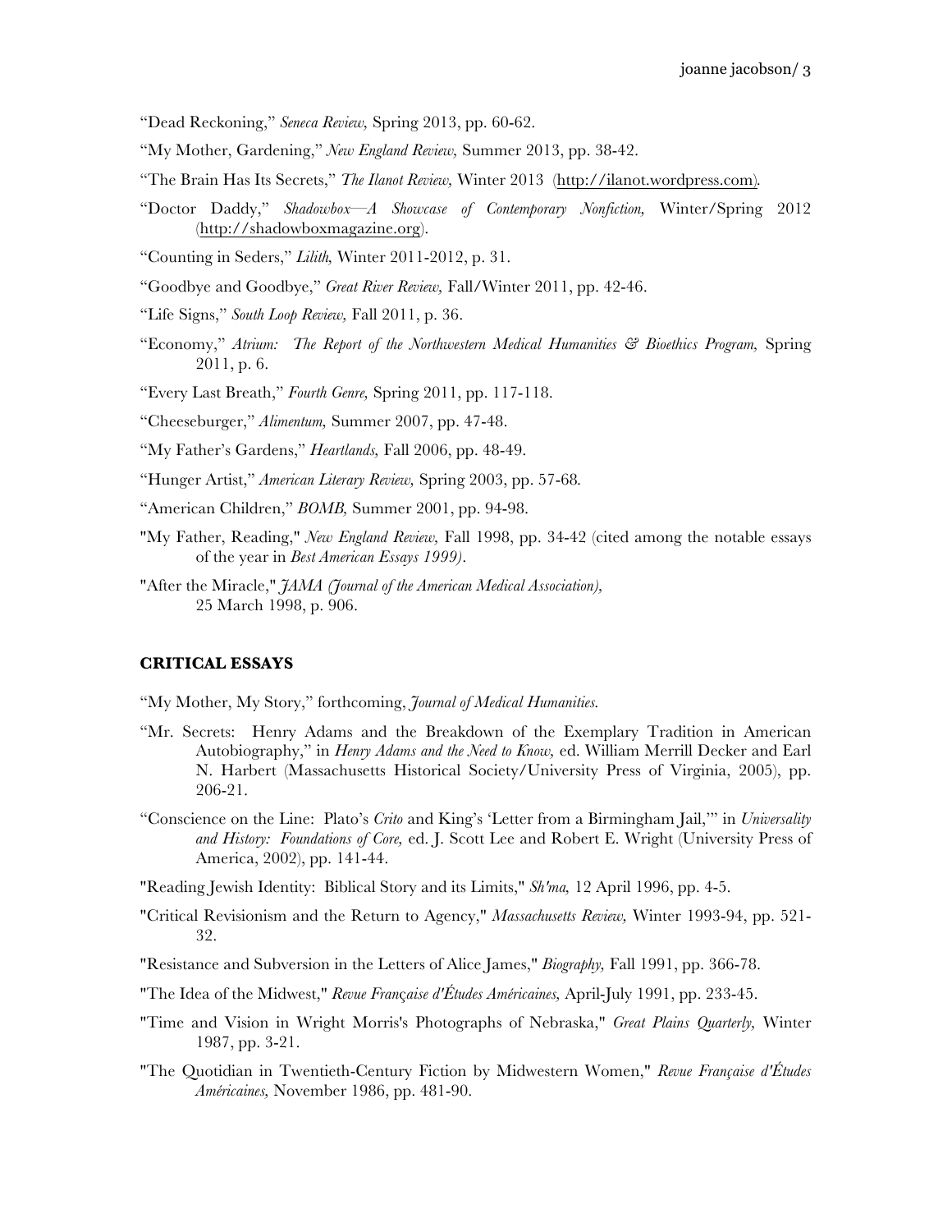"Dead Reckoning," *Seneca Review,* Spring 2013, pp. 60-62.

"My Mother, Gardening," *New England Review,* Summer 2013, pp. 38-42.

"The Brain Has Its Secrets," *The Ilanot Review,* Winter 2013 (http://ilanot.wordpress.com).

"Doctor Daddy," *Shadowbox—A Showcase of Contemporary Nonfiction,* Winter/Spring 2012 (http://shadowboxmagazine.org).

"Counting in Seders," *Lilith,* Winter 2011-2012, p. 31.

"Goodbye and Goodbye," *Great River Review,* Fall/Winter 2011, pp. 42-46.

"Life Signs," *South Loop Review,* Fall 2011, p. 36.

"Economy," *Atrium: The Report of the Northwestern Medical Humanities & Bioethics Program,* Spring 2011, p. 6.

"Every Last Breath," *Fourth Genre,* Spring 2011, pp. 117-118.

"Cheeseburger," *Alimentum,* Summer 2007, pp. 47-48.

"My Father's Gardens," *Heartlands,* Fall 2006, pp. 48-49.

"Hunger Artist," *American Literary Review,* Spring 2003, pp. 57-68.

"American Children," *BOMB,* Summer 2001, pp. 94-98.

"My Father, Reading," *New England Review,* Fall 1998, pp. 34-42 (cited among the notable essays of the year in *Best American Essays 1999)*.

"After the Miracle," *JAMA (Journal of the American Medical Association),* 25 March 1998, p. 906.

## CRITICAL ESSAYS

"My Mother, My Story," forthcoming, *Journal of Medical Humanities.*

"Mr. Secrets: Henry Adams and the Breakdown of the Exemplary Tradition in American Autobiography," in *Henry Adams and the Need to Know,* ed. William Merrill Decker and Earl N. Harbert (Massachusetts Historical Society/University Press of Virginia, 2005), pp. 206-21.

"Conscience on the Line: Plato's *Crito* and King's 'Letter from a Birmingham Jail,'" in *Universality and History: Foundations of Core,* ed. J. Scott Lee and Robert E. Wright (University Press of America, 2002), pp. 141-44.

"Reading Jewish Identity: Biblical Story and its Limits," *Sh'ma,* 12 April 1996, pp. 4-5.

"Critical Revisionism and the Return to Agency," *Massachusetts Review,* Winter 1993-94, pp. 521-32.

"Resistance and Subversion in the Letters of Alice James," *Biography,* Fall 1991, pp. 366-78.

"The Idea of the Midwest," *Revue Française d'Études Américaines,* April-July 1991, pp. 233-45.

"Time and Vision in Wright Morris's Photographs of Nebraska," *Great Plains Quarterly,* Winter 1987, pp. 3-21.

"The Quotidian in Twentieth-Century Fiction by Midwestern Women," *Revue Française d'Études Américaines,* November 1986, pp. 481-90.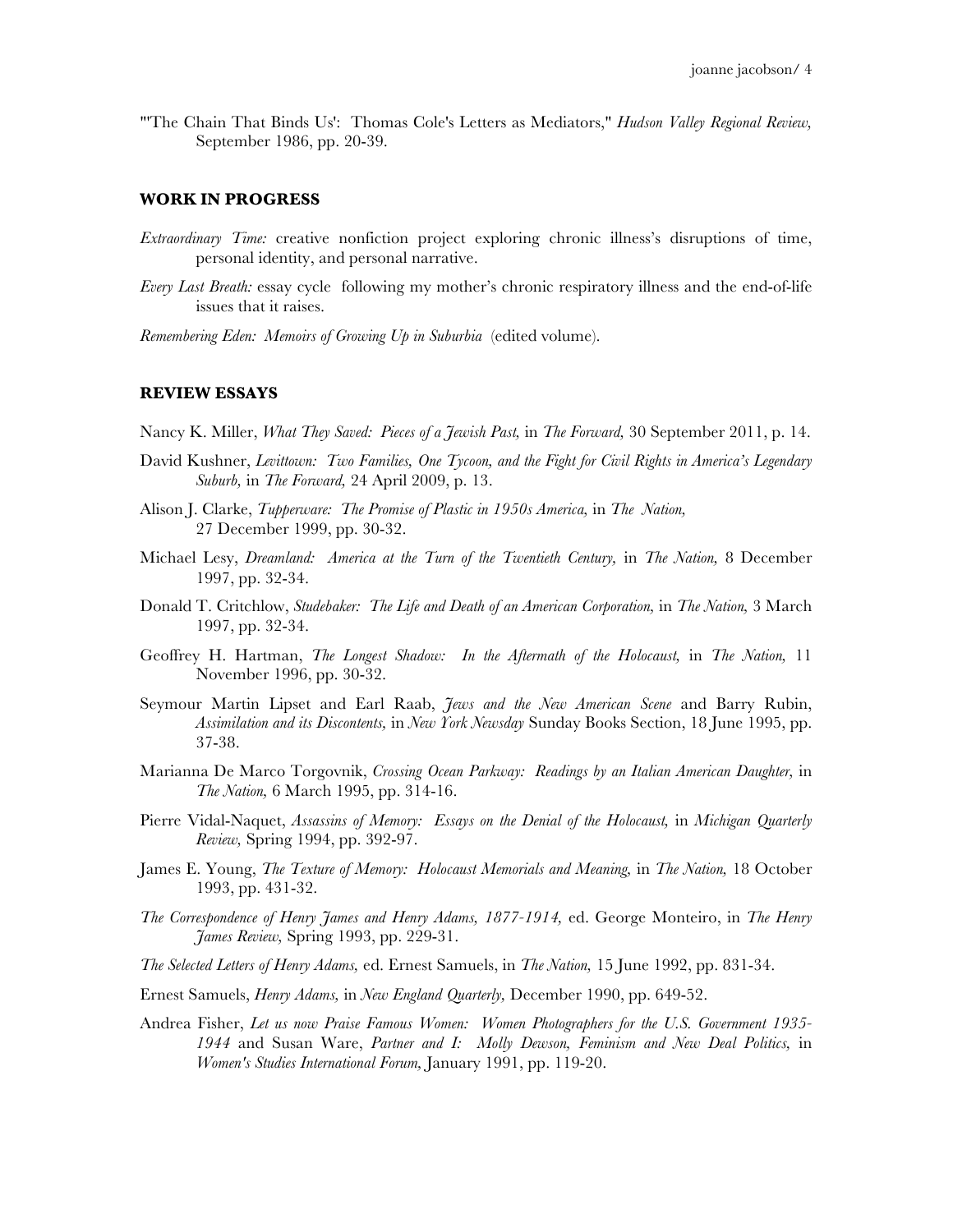"'The Chain That Binds Us': Thomas Cole's Letters as Mediators," *Hudson Valley Regional Review,* September 1986, pp. 20-39.

## WORK IN PROGRESS

*Extraordinary Time:* creative nonfiction project exploring chronic illness's disruptions of time, personal identity, and personal narrative.

*Every Last Breath:* essay cycle following my mother's chronic respiratory illness and the end-of-life issues that it raises.

*Remembering Eden: Memoirs of Growing Up in Suburbia* (edited volume).

## REVIEW ESSAYS

Nancy K. Miller, *What They Saved: Pieces of a Jewish Past,* in *The Forward,* 30 September 2011, p. 14.

David Kushner, *Levittown: Two Families, One Tycoon, and the Fight for Civil Rights in America's Legendary Suburb,* in *The Forward,* 24 April 2009, p. 13.

Alison J. Clarke, *Tupperware: The Promise of Plastic in 1950s America,* in *The Nation,* 27 December 1999, pp. 30-32.

Michael Lesy, *Dreamland: America at the Turn of the Twentieth Century,* in *The Nation,* 8 December 1997, pp. 32-34.

Donald T. Critchlow, *Studebaker: The Life and Death of an American Corporation,* in *The Nation,* 3 March 1997, pp. 32-34.

Geoffrey H. Hartman, *The Longest Shadow: In the Aftermath of the Holocaust,* in *The Nation,* 11 November 1996, pp. 30-32.

Seymour Martin Lipset and Earl Raab, *Jews and the New American Scene* and Barry Rubin, *Assimilation and its Discontents,* in *New York Newsday* Sunday Books Section, 18 June 1995, pp. 37-38.

Marianna De Marco Torgovnik, *Crossing Ocean Parkway: Readings by an Italian American Daughter,* in *The Nation,* 6 March 1995, pp. 314-16.

Pierre Vidal-Naquet, *Assassins of Memory: Essays on the Denial of the Holocaust,* in *Michigan Quarterly Review,* Spring 1994, pp. 392-97.

James E. Young, *The Texture of Memory: Holocaust Memorials and Meaning,* in *The Nation,* 18 October 1993, pp. 431-32.

*The Correspondence of Henry James and Henry Adams, 1877-1914,* ed. George Monteiro, in *The Henry James Review,* Spring 1993, pp. 229-31.

*The Selected Letters of Henry Adams,* ed. Ernest Samuels, in *The Nation,* 15 June 1992, pp. 831-34.

Ernest Samuels, *Henry Adams,* in *New England Quarterly,* December 1990, pp. 649-52.

Andrea Fisher, *Let us now Praise Famous Women: Women Photographers for the U.S. Government 1935-1944* and Susan Ware, *Partner and I: Molly Dewson, Feminism and New Deal Politics,* in *Women's Studies International Forum,* January 1991, pp. 119-20.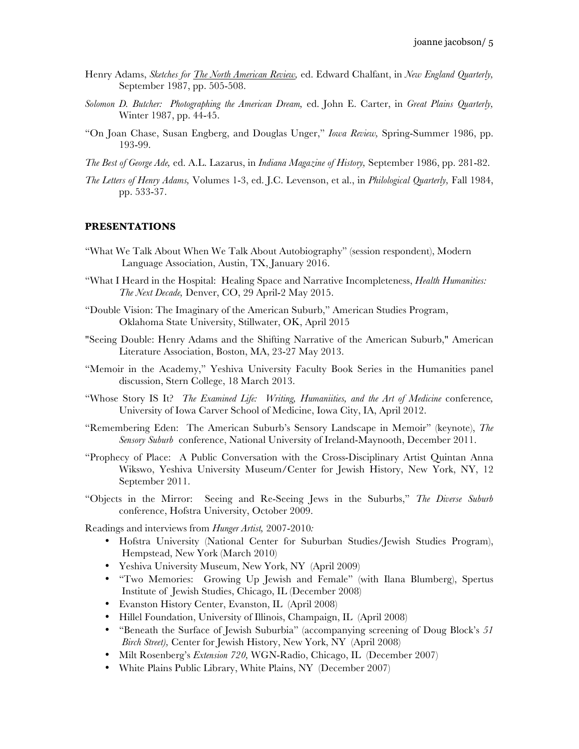Henry Adams, *Sketches for The North American Review,* ed. Edward Chalfant, in *New England Quarterly,* September 1987, pp. 505-508.

*Solomon D. Butcher: Photographing the American Dream,* ed. John E. Carter, in *Great Plains Quarterly,* Winter 1987, pp. 44-45.

"On Joan Chase, Susan Engberg, and Douglas Unger," *Iowa Review,* Spring-Summer 1986, pp. 193-99.

*The Best of George Ade,* ed. A.L. Lazarus, in *Indiana Magazine of History,* September 1986, pp. 281-82.

*The Letters of Henry Adams,* Volumes 1-3, ed. J.C. Levenson, et al., in *Philological Quarterly,* Fall 1984, pp. 533-37.

## PRESENTATIONS

"What We Talk About When We Talk About Autobiography" (session respondent), Modern Language Association, Austin, TX, January 2016.

"What I Heard in the Hospital: Healing Space and Narrative Incompleteness, *Health Humanities: The Next Decade,* Denver, CO, 29 April-2 May 2015.

"Double Vision: The Imaginary of the American Suburb," American Studies Program, Oklahoma State University, Stillwater, OK, April 2015

"Seeing Double: Henry Adams and the Shifting Narrative of the American Suburb," American Literature Association, Boston, MA, 23-27 May 2013.

"Memoir in the Academy," Yeshiva University Faculty Book Series in the Humanities panel discussion, Stern College, 18 March 2013.

"Whose Story IS It? *The Examined Life: Writing, Humaniities, and the Art of Medicine* conference, University of Iowa Carver School of Medicine, Iowa City, IA, April 2012.

"Remembering Eden: The American Suburb's Sensory Landscape in Memoir" (keynote), *The Sensory Suburb* conference, National University of Ireland-Maynooth, December 2011.

"Prophecy of Place: A Public Conversation with the Cross-Disciplinary Artist Quintan Anna Wikswo, Yeshiva University Museum/Center for Jewish History, New York, NY, 12 September 2011.

"Objects in the Mirror: Seeing and Re-Seeing Jews in the Suburbs," *The Diverse Suburb* conference, Hofstra University, October 2009.

Readings and interviews from *Hunger Artist,* 2007-2010*:*

- Hofstra University (National Center for Suburban Studies/Jewish Studies Program), Hempstead, New York (March 2010)
- Yeshiva University Museum, New York, NY (April 2009)
- "Two Memories: Growing Up Jewish and Female" (with Ilana Blumberg), Spertus Institute of Jewish Studies, Chicago, IL (December 2008)
- Evanston History Center, Evanston, IL (April 2008)
- Hillel Foundation, University of Illinois, Champaign, IL (April 2008)
- "Beneath the Surface of Jewish Suburbia" (accompanying screening of Doug Block's *51 Birch Street),* Center for Jewish History, New York, NY (April 2008)
- Milt Rosenberg's *Extension 720,* WGN-Radio, Chicago, IL (December 2007)
- White Plains Public Library, White Plains, NY (December 2007)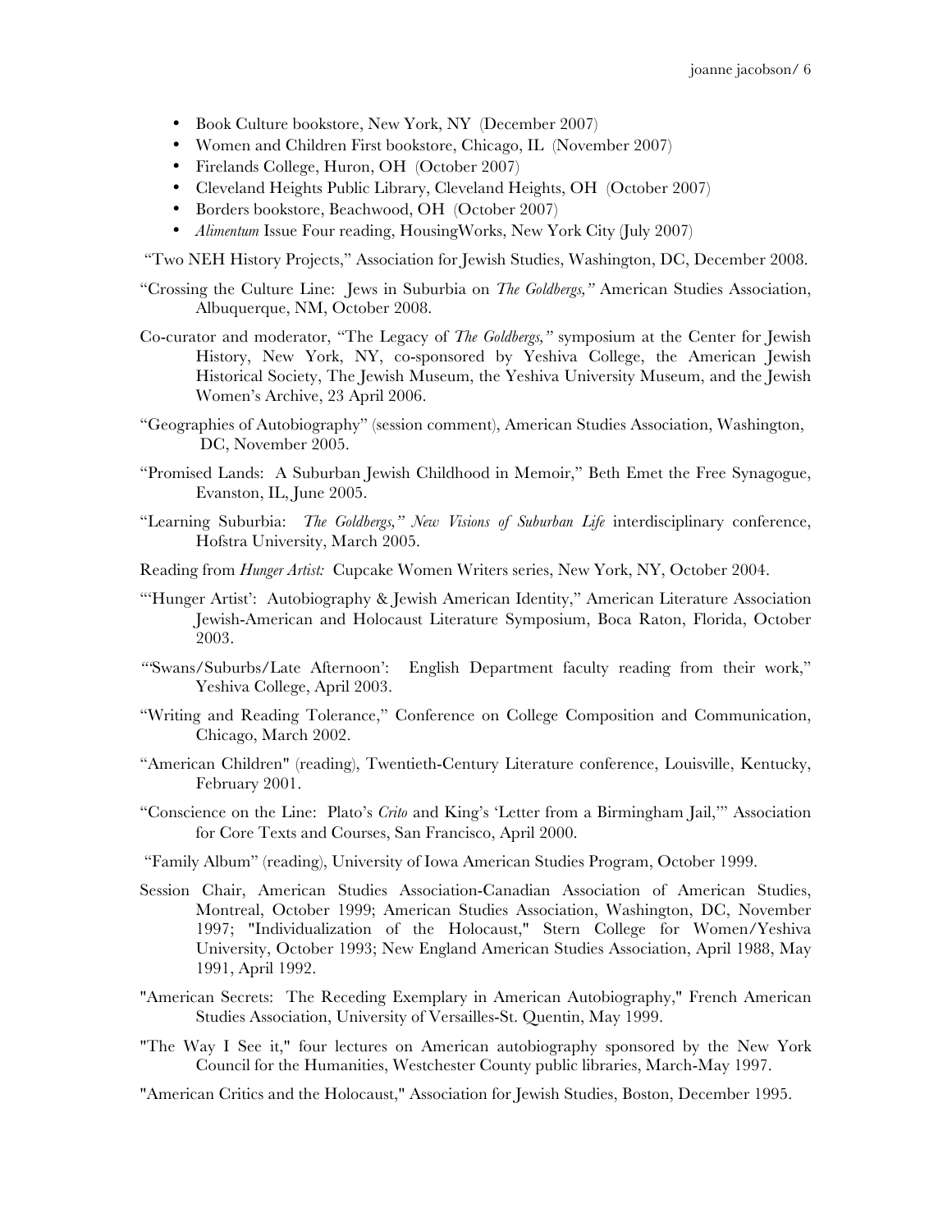- Book Culture bookstore, New York, NY (December 2007)
- Women and Children First bookstore, Chicago, IL (November 2007)
- Firelands College, Huron, OH (October 2007)
- Cleveland Heights Public Library, Cleveland Heights, OH (October 2007)
- Borders bookstore, Beachwood, OH (October 2007)
- *Alimentum* Issue Four reading, HousingWorks, New York City (July 2007)

"Two NEH History Projects," Association for Jewish Studies, Washington, DC, December 2008.

"Crossing the Culture Line: Jews in Suburbia on *The Goldbergs,"* American Studies Association, Albuquerque, NM, October 2008.

Co-curator and moderator, "The Legacy of *The Goldbergs,"* symposium at the Center for Jewish History, New York, NY, co-sponsored by Yeshiva College, the American Jewish Historical Society, The Jewish Museum, the Yeshiva University Museum, and the Jewish Women's Archive, 23 April 2006.

"Geographies of Autobiography" (session comment), American Studies Association, Washington, DC, November 2005.

"Promised Lands: A Suburban Jewish Childhood in Memoir," Beth Emet the Free Synagogue, Evanston, IL, June 2005.

"Learning Suburbia: *The Goldbergs," New Visions of Suburban Life* interdisciplinary conference, Hofstra University, March 2005.

Reading from *Hunger Artist:* Cupcake Women Writers series, New York, NY, October 2004.

"'Hunger Artist': Autobiography & Jewish American Identity," American Literature Association Jewish-American and Holocaust Literature Symposium, Boca Raton, Florida, October 2003.

"'Swans/Suburbs/Late Afternoon': English Department faculty reading from their work," Yeshiva College, April 2003.

"Writing and Reading Tolerance," Conference on College Composition and Communication, Chicago, March 2002.

"American Children" (reading), Twentieth-Century Literature conference, Louisville, Kentucky, February 2001.

"Conscience on the Line: Plato's *Crito* and King's 'Letter from a Birmingham Jail,'" Association for Core Texts and Courses, San Francisco, April 2000.

"Family Album" (reading), University of Iowa American Studies Program, October 1999.

Session Chair, American Studies Association-Canadian Association of American Studies, Montreal, October 1999; American Studies Association, Washington, DC, November 1997; "Individualization of the Holocaust," Stern College for Women/Yeshiva University, October 1993; New England American Studies Association, April 1988, May 1991, April 1992.

"American Secrets: The Receding Exemplary in American Autobiography," French American Studies Association, University of Versailles-St. Quentin, May 1999.

"The Way I See it," four lectures on American autobiography sponsored by the New York Council for the Humanities, Westchester County public libraries, March-May 1997.

"American Critics and the Holocaust," Association for Jewish Studies, Boston, December 1995.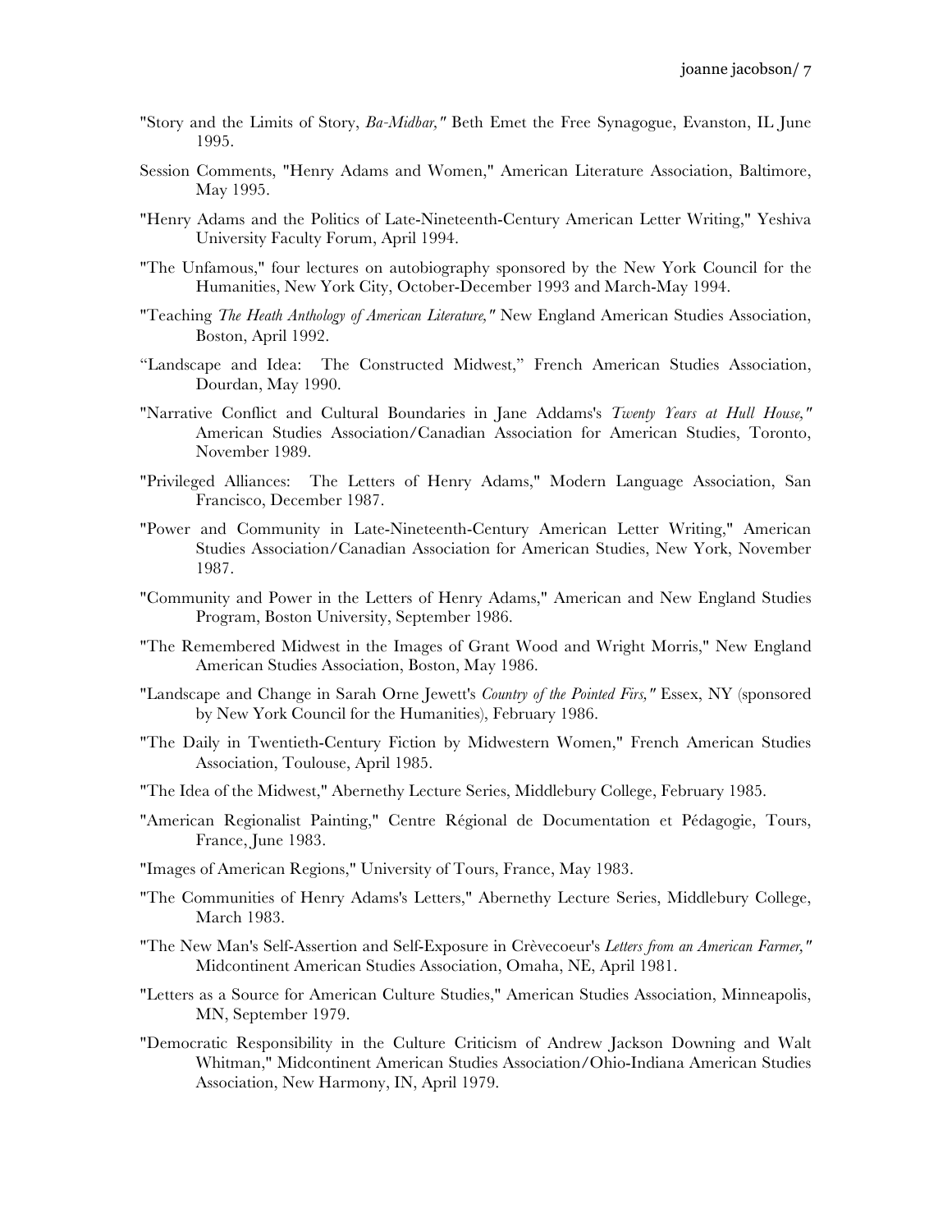"Story and the Limits of Story, *Ba-Midbar,"* Beth Emet the Free Synagogue, Evanston, IL June 1995.

Session Comments, "Henry Adams and Women," American Literature Association, Baltimore, May 1995.

"Henry Adams and the Politics of Late-Nineteenth-Century American Letter Writing," Yeshiva University Faculty Forum, April 1994.

"The Unfamous," four lectures on autobiography sponsored by the New York Council for the Humanities, New York City, October-December 1993 and March-May 1994.

"Teaching *The Heath Anthology of American Literature,"* New England American Studies Association, Boston, April 1992.

"Landscape and Idea: The Constructed Midwest," French American Studies Association, Dourdan, May 1990.

"Narrative Conflict and Cultural Boundaries in Jane Addams's *Twenty Years at Hull House,"* American Studies Association/Canadian Association for American Studies, Toronto, November 1989.

"Privileged Alliances: The Letters of Henry Adams," Modern Language Association, San Francisco, December 1987.

"Power and Community in Late-Nineteenth-Century American Letter Writing," American Studies Association/Canadian Association for American Studies, New York, November 1987.

"Community and Power in the Letters of Henry Adams," American and New England Studies Program, Boston University, September 1986.

"The Remembered Midwest in the Images of Grant Wood and Wright Morris," New England American Studies Association, Boston, May 1986.

"Landscape and Change in Sarah Orne Jewett's *Country of the Pointed Firs,"* Essex, NY (sponsored by New York Council for the Humanities), February 1986.

"The Daily in Twentieth-Century Fiction by Midwestern Women," French American Studies Association, Toulouse, April 1985.

"The Idea of the Midwest," Abernethy Lecture Series, Middlebury College, February 1985.

"American Regionalist Painting," Centre Régional de Documentation et Pédagogie, Tours, France, June 1983.

"Images of American Regions," University of Tours, France, May 1983.

"The Communities of Henry Adams's Letters," Abernethy Lecture Series, Middlebury College, March 1983.

"The New Man's Self-Assertion and Self-Exposure in Crèvecoeur's *Letters from an American Farmer,"* Midcontinent American Studies Association, Omaha, NE, April 1981.

"Letters as a Source for American Culture Studies," American Studies Association, Minneapolis, MN, September 1979.

"Democratic Responsibility in the Culture Criticism of Andrew Jackson Downing and Walt Whitman," Midcontinent American Studies Association/Ohio-Indiana American Studies Association, New Harmony, IN, April 1979.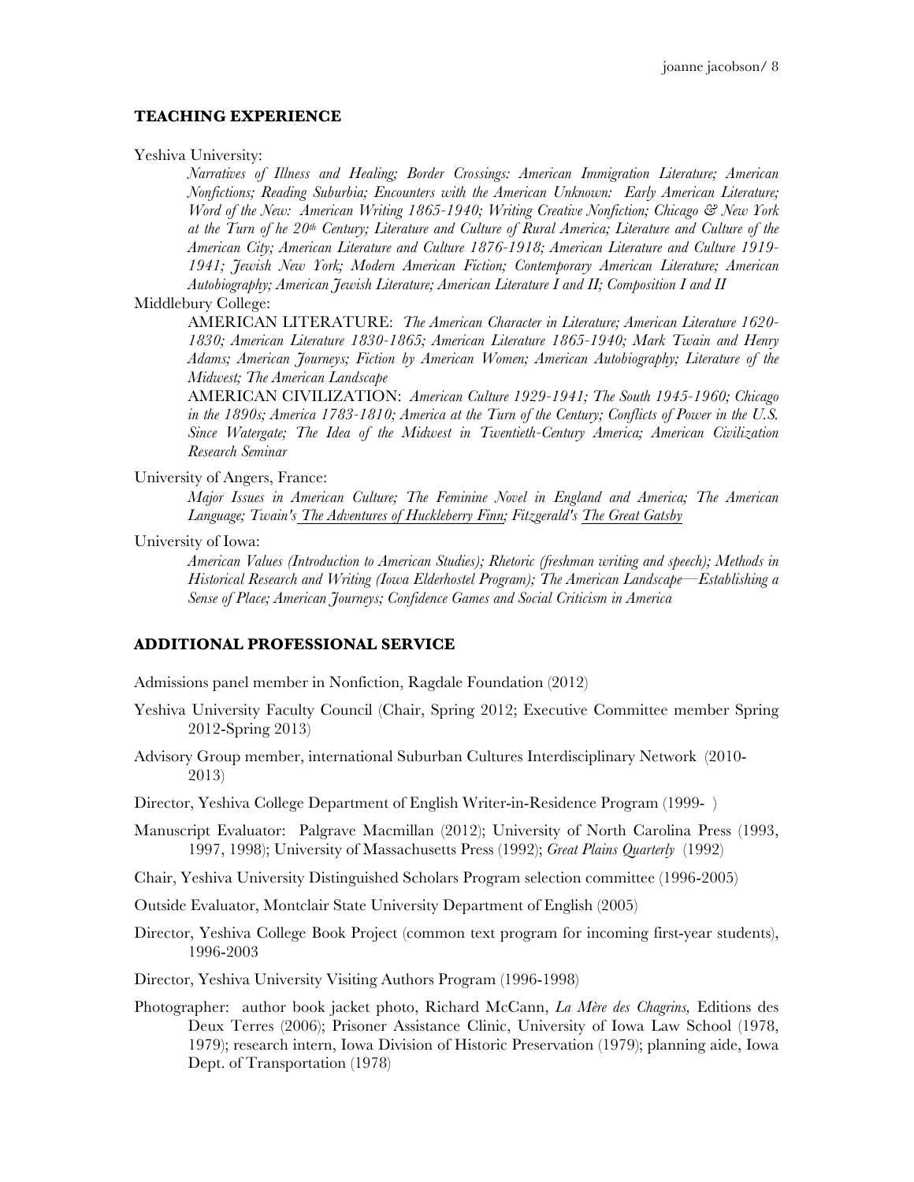## TEACHING EXPERIENCE

Yeshiva University:

*Narratives of Illness and Healing; Border Crossings: American Immigration Literature; American Nonfictions; Reading Suburbia; Encounters with the American Unknown: Early American Literature; Word of the New: American Writing 1865-1940; Writing Creative Nonfiction; Chicago & New York at the Turn of he 20th Century; Literature and Culture of Rural America; Literature and Culture of the American City; American Literature and Culture 1876-1918; American Literature and Culture 1919-1941; Jewish New York; Modern American Fiction; Contemporary American Literature; American Autobiography; American Jewish Literature; American Literature I and II; Composition I and II*

Middlebury College:

AMERICAN LITERATURE: *The American Character in Literature; American Literature 1620-1830; American Literature 1830-1865; American Literature 1865-1940; Mark Twain and Henry Adams; American Journeys; Fiction by American Women; American Autobiography; Literature of the Midwest; The American Landscape*

AMERICAN CIVILIZATION: *American Culture 1929-1941; The South 1945-1960; Chicago in the 1890s; America 1783-1810; America at the Turn of the Century; Conflicts of Power in the U.S. Since Watergate; The Idea of the Midwest in Twentieth-Century America; American Civilization Research Seminar*

University of Angers, France:

*Major Issues in American Culture; The Feminine Novel in England and America; The American Language; Twain's The Adventures of Huckleberry Finn; Fitzgerald's The Great Gatsby*

University of Iowa:

*American Values (Introduction to American Studies); Rhetoric (freshman writing and speech); Methods in Historical Research and Writing (Iowa Elderhostel Program); The American Landscape—Establishing a Sense of Place; American Journeys; Confidence Games and Social Criticism in America*

## ADDITIONAL PROFESSIONAL SERVICE

Admissions panel member in Nonfiction, Ragdale Foundation (2012)

Yeshiva University Faculty Council (Chair, Spring 2012; Executive Committee member Spring 2012-Spring 2013)

Advisory Group member, international Suburban Cultures Interdisciplinary Network (2010-2013)

Director, Yeshiva College Department of English Writer-in-Residence Program (1999- )

Manuscript Evaluator: Palgrave Macmillan (2012); University of North Carolina Press (1993, 1997, 1998); University of Massachusetts Press (1992); *Great Plains Quarterly* (1992)

Chair, Yeshiva University Distinguished Scholars Program selection committee (1996-2005)

Outside Evaluator, Montclair State University Department of English (2005)

Director, Yeshiva College Book Project (common text program for incoming first-year students), 1996-2003

Director, Yeshiva University Visiting Authors Program (1996-1998)

Photographer: author book jacket photo, Richard McCann, *La Mère des Chagrins,* Editions des Deux Terres (2006); Prisoner Assistance Clinic, University of Iowa Law School (1978, 1979); research intern, Iowa Division of Historic Preservation (1979); planning aide, Iowa Dept. of Transportation (1978)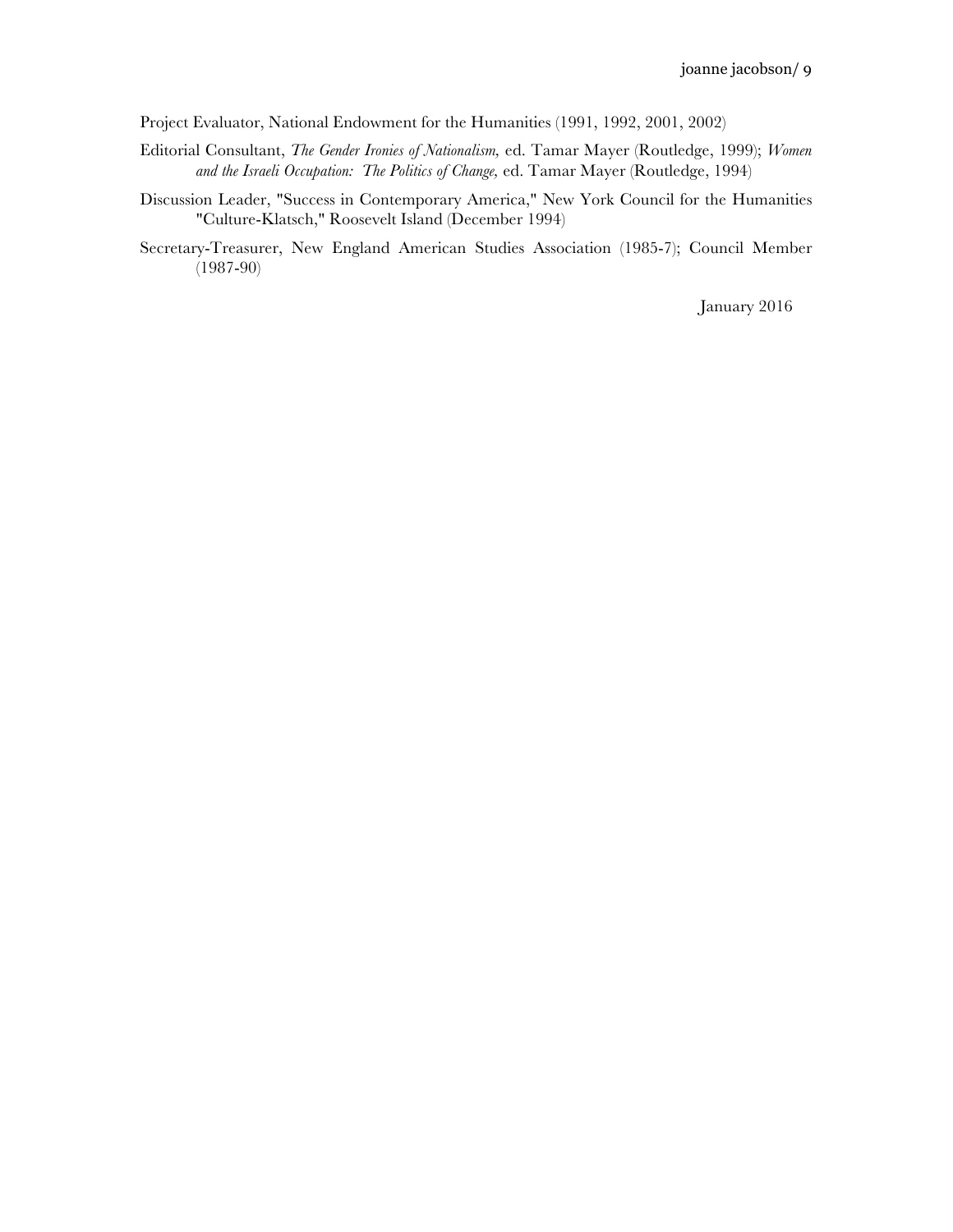Project Evaluator, National Endowment for the Humanities (1991, 1992, 2001, 2002)

Editorial Consultant, *The Gender Ironies of Nationalism,* ed. Tamar Mayer (Routledge, 1999); *Women and the Israeli Occupation: The Politics of Change,* ed. Tamar Mayer (Routledge, 1994)

Discussion Leader, "Success in Contemporary America," New York Council for the Humanities "Culture-Klatsch," Roosevelt Island (December 1994)

Secretary-Treasurer, New England American Studies Association (1985-7); Council Member (1987-90)

January 2016